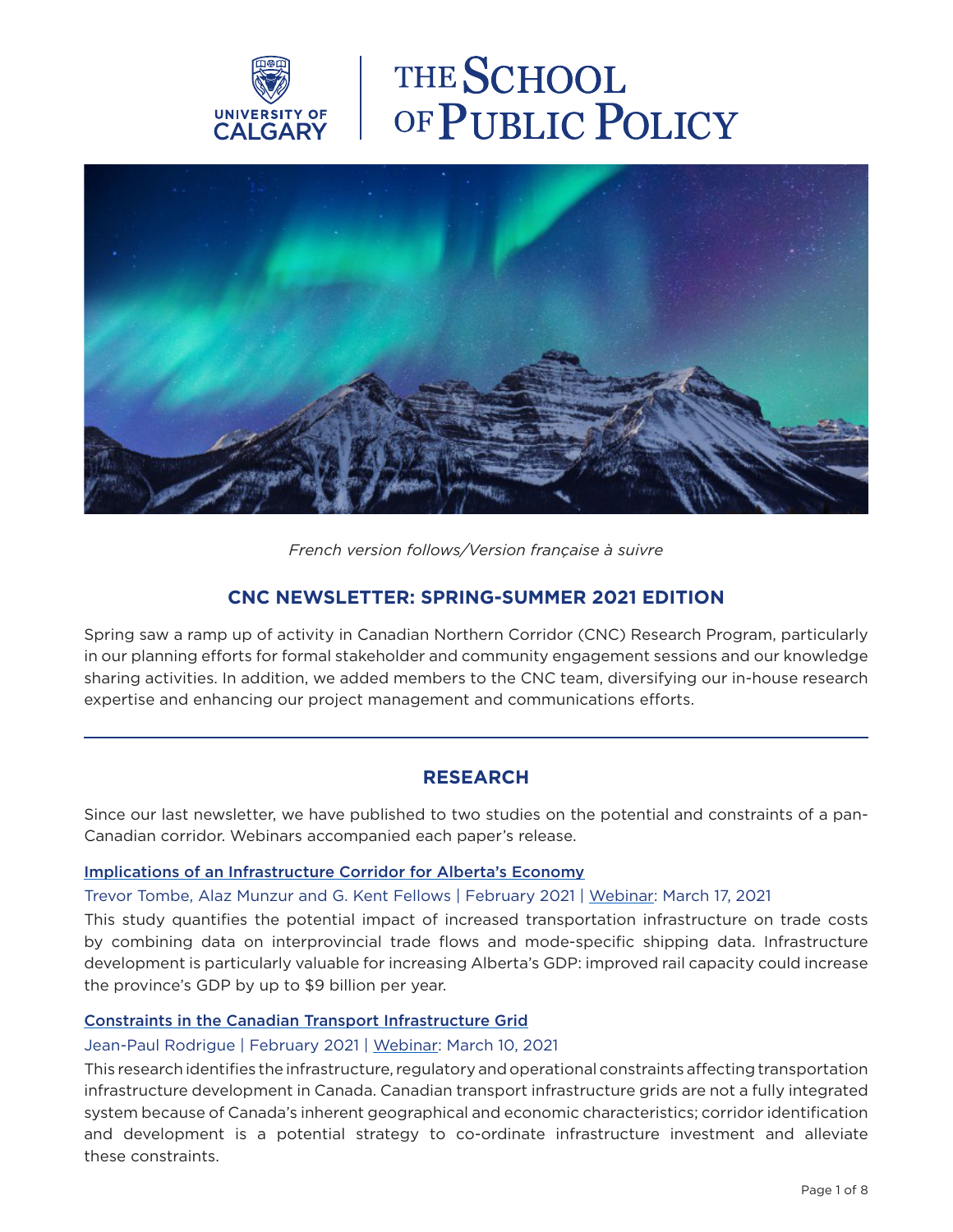UNIVERSITY OF CALGARY | THE SCHOOL OF PUBLIC POLICY

*French version follows/Version française à suivre*

## CNC NEWSLETTER: SPRING-SUMMER 2021 EDITION

Spring saw a ramp up of activity in Canadian Northern Corridor (CNC) Research Program, particularly in our planning efforts for formal stakeholder and community engagement sessions and our knowledge sharing activities. In addition, we added members to the CNC team, diversifying our in-house research expertise and enhancing our project management and communications efforts.

---

## RESEARCH

Since our last newsletter, we have published to two studies on the potential and constraints of a pan-Canadian corridor. Webinars accompanied each paper's release.

### Implications of an Infrastructure Corridor for Alberta's Economy

Trevor Tombe, Alaz Munzur and G. Kent Fellows | February 2021 | Webinar: March 17, 2021

This study quantifies the potential impact of increased transportation infrastructure on trade costs by combining data on interprovincial trade flows and mode-specific shipping data. Infrastructure development is particularly valuable for increasing Alberta's GDP: improved rail capacity could increase the province's GDP by up to $9 billion per year.

### Constraints in the Canadian Transport Infrastructure Grid

Jean-Paul Rodrigue | February 2021 | Webinar: March 10, 2021

This research identifies the infrastructure, regulatory and operational constraints affecting transportation infrastructure development in Canada. Canadian transport infrastructure grids are not a fully integrated system because of Canada's inherent geographical and economic characteristics; corridor identification and development is a potential strategy to co-ordinate infrastructure investment and alleviate these constraints.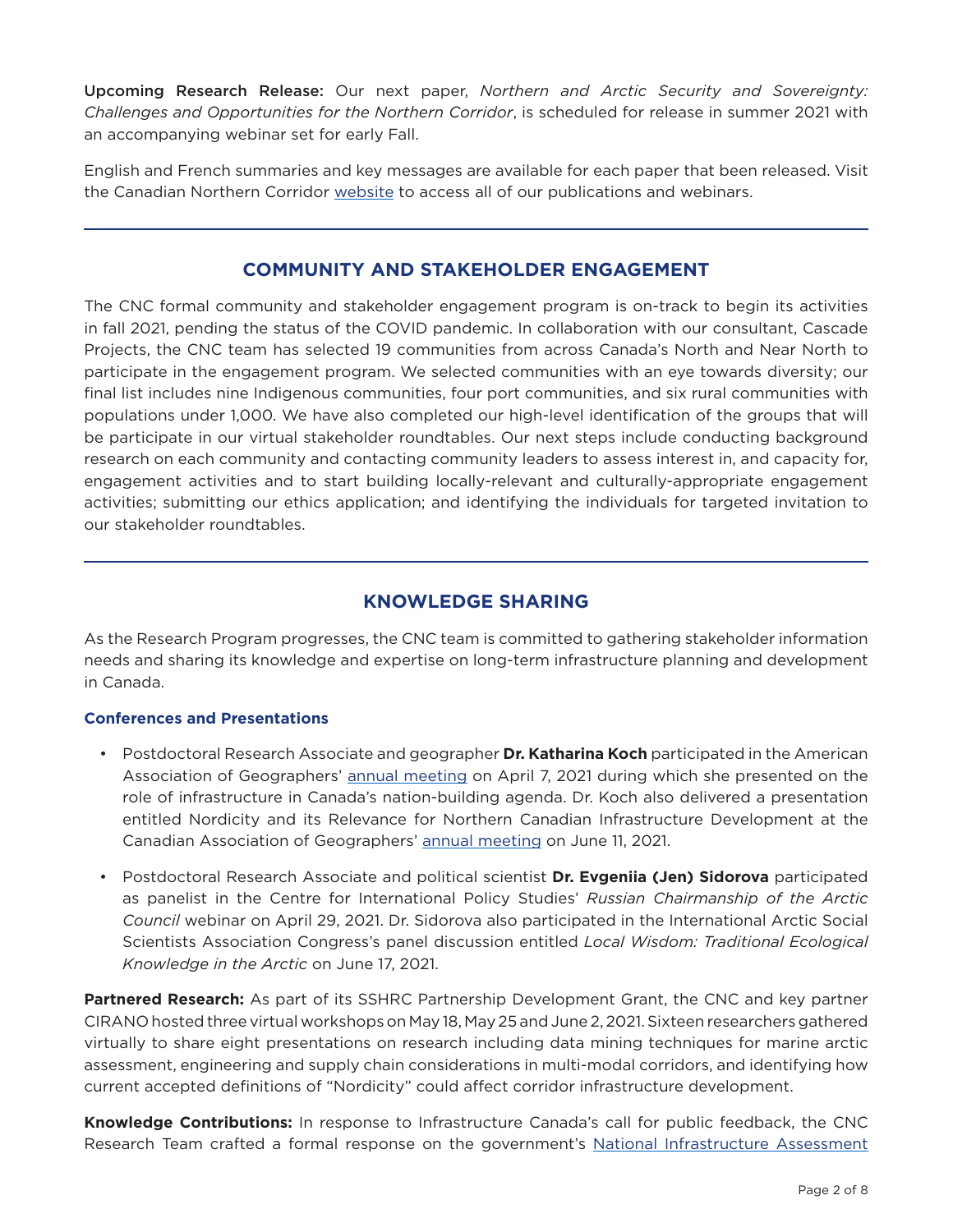**Upcoming Research Release:** Our next paper, *Northern and Arctic Security and Sovereignty: Challenges and Opportunities for the Northern Corridor*, is scheduled for release in summer 2021 with an accompanying webinar set for early Fall.

English and French summaries and key messages are available for each paper that been released. Visit the Canadian Northern Corridor website to access all of our publications and webinars.

---

## COMMUNITY AND STAKEHOLDER ENGAGEMENT

The CNC formal community and stakeholder engagement program is on-track to begin its activities in fall 2021, pending the status of the COVID pandemic. In collaboration with our consultant, Cascade Projects, the CNC team has selected 19 communities from across Canada's North and Near North to participate in the engagement program. We selected communities with an eye towards diversity; our final list includes nine Indigenous communities, four port communities, and six rural communities with populations under 1,000. We have also completed our high-level identification of the groups that will be participate in our virtual stakeholder roundtables. Our next steps include conducting background research on each community and contacting community leaders to assess interest in, and capacity for, engagement activities and to start building locally-relevant and culturally-appropriate engagement activities; submitting our ethics application; and identifying the individuals for targeted invitation to our stakeholder roundtables.

---

## KNOWLEDGE SHARING

As the Research Program progresses, the CNC team is committed to gathering stakeholder information needs and sharing its knowledge and expertise on long-term infrastructure planning and development in Canada.

### Conferences and Presentations

- Postdoctoral Research Associate and geographer **Dr. Katharina Koch** participated in the American Association of Geographers' annual meeting on April 7, 2021 during which she presented on the role of infrastructure in Canada's nation-building agenda. Dr. Koch also delivered a presentation entitled Nordicity and its Relevance for Northern Canadian Infrastructure Development at the Canadian Association of Geographers' annual meeting on June 11, 2021.
- Postdoctoral Research Associate and political scientist **Dr. Evgeniia (Jen) Sidorova** participated as panelist in the Centre for International Policy Studies' *Russian Chairmanship of the Arctic Council* webinar on April 29, 2021. Dr. Sidorova also participated in the International Arctic Social Scientists Association Congress's panel discussion entitled *Local Wisdom: Traditional Ecological Knowledge in the Arctic* on June 17, 2021.

**Partnered Research:** As part of its SSHRC Partnership Development Grant, the CNC and key partner CIRANO hosted three virtual workshops on May 18, May 25 and June 2, 2021. Sixteen researchers gathered virtually to share eight presentations on research including data mining techniques for marine arctic assessment, engineering and supply chain considerations in multi-modal corridors, and identifying how current accepted definitions of "Nordicity" could affect corridor infrastructure development.

**Knowledge Contributions:** In response to Infrastructure Canada's call for public feedback, the CNC Research Team crafted a formal response on the government's National Infrastructure Assessment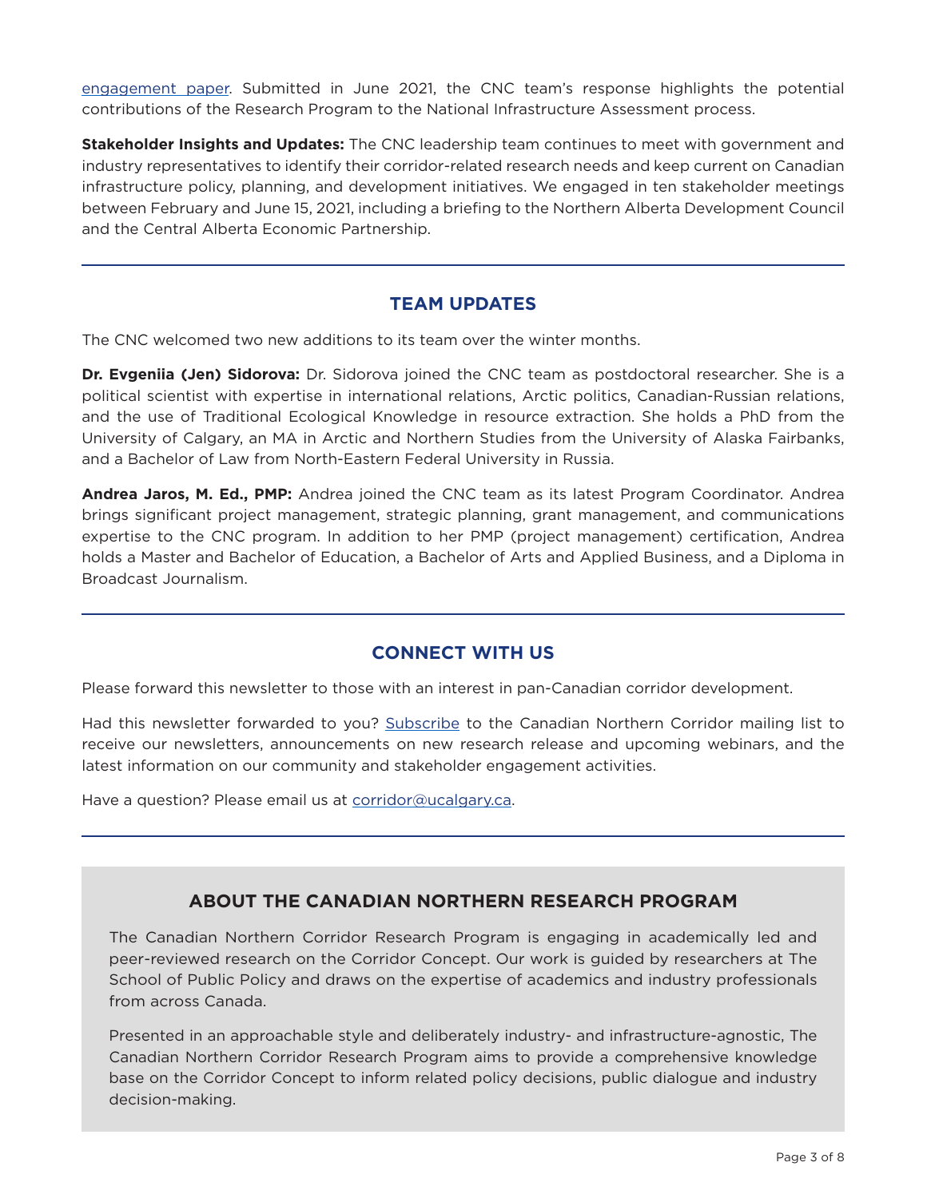engagement paper. Submitted in June 2021, the CNC team's response highlights the potential contributions of the Research Program to the National Infrastructure Assessment process.

**Stakeholder Insights and Updates:** The CNC leadership team continues to meet with government and industry representatives to identify their corridor-related research needs and keep current on Canadian infrastructure policy, planning, and development initiatives. We engaged in ten stakeholder meetings between February and June 15, 2021, including a briefing to the Northern Alberta Development Council and the Central Alberta Economic Partnership.

---

## TEAM UPDATES

The CNC welcomed two new additions to its team over the winter months.

**Dr. Evgeniia (Jen) Sidorova:** Dr. Sidorova joined the CNC team as postdoctoral researcher. She is a political scientist with expertise in international relations, Arctic politics, Canadian-Russian relations, and the use of Traditional Ecological Knowledge in resource extraction. She holds a PhD from the University of Calgary, an MA in Arctic and Northern Studies from the University of Alaska Fairbanks, and a Bachelor of Law from North-Eastern Federal University in Russia.

**Andrea Jaros, M. Ed., PMP:** Andrea joined the CNC team as its latest Program Coordinator. Andrea brings significant project management, strategic planning, grant management, and communications expertise to the CNC program. In addition to her PMP (project management) certification, Andrea holds a Master and Bachelor of Education, a Bachelor of Arts and Applied Business, and a Diploma in Broadcast Journalism.

---

## CONNECT WITH US

Please forward this newsletter to those with an interest in pan-Canadian corridor development.

Had this newsletter forwarded to you? Subscribe to the Canadian Northern Corridor mailing list to receive our newsletters, announcements on new research release and upcoming webinars, and the latest information on our community and stakeholder engagement activities.

Have a question? Please email us at corridor@ucalgary.ca.

---

## ABOUT THE CANADIAN NORTHERN RESEARCH PROGRAM

The Canadian Northern Corridor Research Program is engaging in academically led and peer-reviewed research on the Corridor Concept. Our work is guided by researchers at The School of Public Policy and draws on the expertise of academics and industry professionals from across Canada.

Presented in an approachable style and deliberately industry- and infrastructure-agnostic, The Canadian Northern Corridor Research Program aims to provide a comprehensive knowledge base on the Corridor Concept to inform related policy decisions, public dialogue and industry decision-making.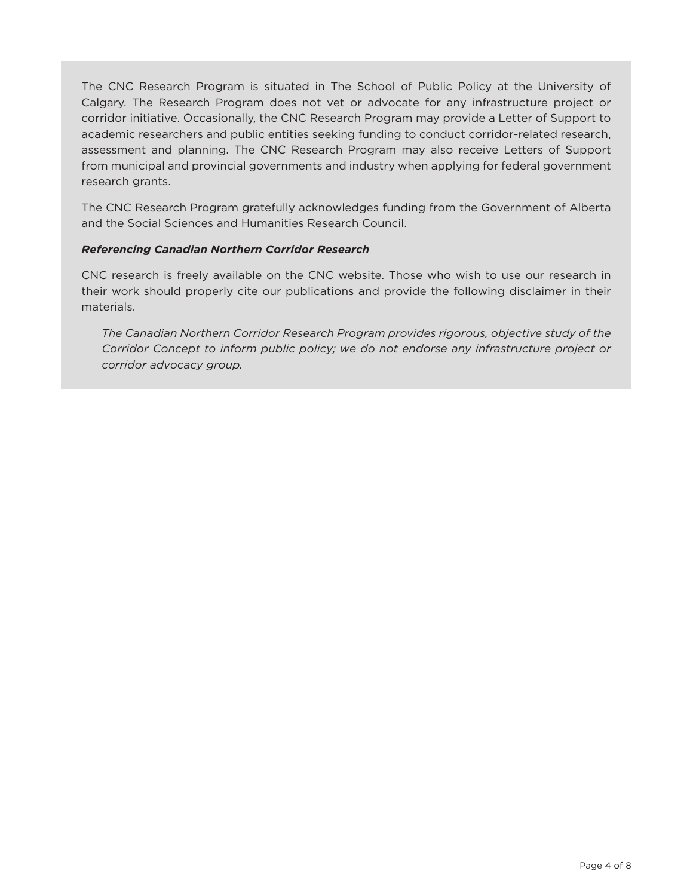The CNC Research Program is situated in The School of Public Policy at the University of Calgary. The Research Program does not vet or advocate for any infrastructure project or corridor initiative. Occasionally, the CNC Research Program may provide a Letter of Support to academic researchers and public entities seeking funding to conduct corridor-related research, assessment and planning. The CNC Research Program may also receive Letters of Support from municipal and provincial governments and industry when applying for federal government research grants.

The CNC Research Program gratefully acknowledges funding from the Government of Alberta and the Social Sciences and Humanities Research Council.

***Referencing Canadian Northern Corridor Research***

CNC research is freely available on the CNC website. Those who wish to use our research in their work should properly cite our publications and provide the following disclaimer in their materials.

> *The Canadian Northern Corridor Research Program provides rigorous, objective study of the Corridor Concept to inform public policy; we do not endorse any infrastructure project or corridor advocacy group.*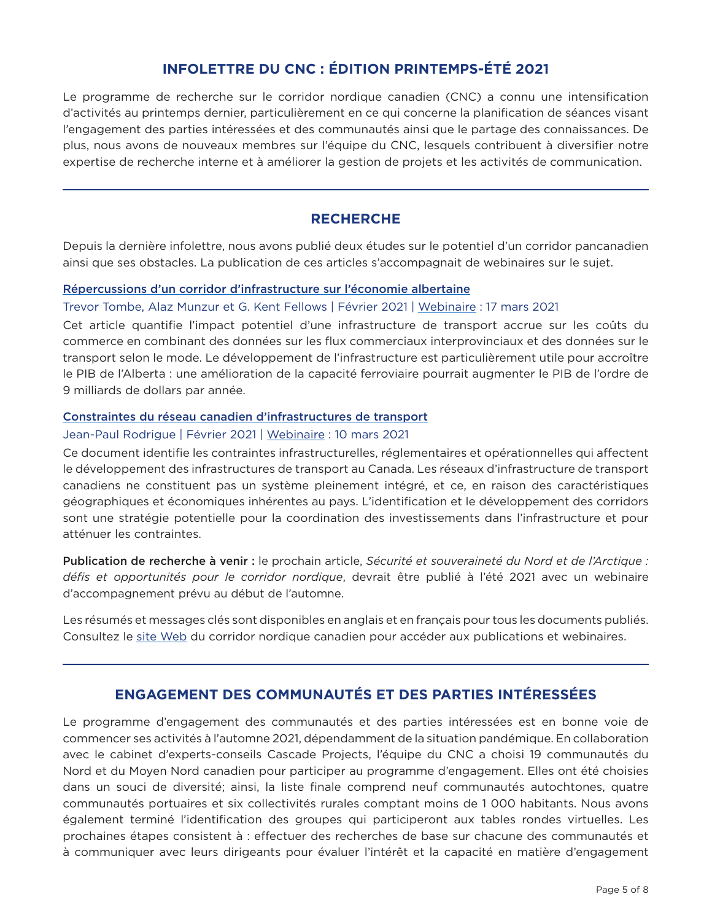# INFOLETTRE DU CNC : ÉDITION PRINTEMPS-ÉTÉ 2021

Le programme de recherche sur le corridor nordique canadien (CNC) a connu une intensification d'activités au printemps dernier, particulièrement en ce qui concerne la planification de séances visant l'engagement des parties intéressées et des communautés ainsi que le partage des connaissances. De plus, nous avons de nouveaux membres sur l'équipe du CNC, lesquels contribuent à diversifier notre expertise de recherche interne et à améliorer la gestion de projets et les activités de communication.

---

## RECHERCHE

Depuis la dernière infolettre, nous avons publié deux études sur le potentiel d'un corridor pancanadien ainsi que ses obstacles. La publication de ces articles s'accompagnait de webinaires sur le sujet.

**Répercussions d'un corridor d'infrastructure sur l'économie albertaine**

Trevor Tombe, Alaz Munzur et G. Kent Fellows | Février 2021 | Webinaire : 17 mars 2021

Cet article quantifie l'impact potentiel d'une infrastructure de transport accrue sur les coûts du commerce en combinant des données sur les flux commerciaux interprovinciaux et des données sur le transport selon le mode. Le développement de l'infrastructure est particulièrement utile pour accroître le PIB de l'Alberta : une amélioration de la capacité ferroviaire pourrait augmenter le PIB de l'ordre de 9 milliards de dollars par année.

**Constraintes du réseau canadien d'infrastructures de transport**

Jean-Paul Rodrigue | Février 2021 | Webinaire : 10 mars 2021

Ce document identifie les contraintes infrastructurelles, réglementaires et opérationnelles qui affectent le développement des infrastructures de transport au Canada. Les réseaux d'infrastructure de transport canadiens ne constituent pas un système pleinement intégré, et ce, en raison des caractéristiques géographiques et économiques inhérentes au pays. L'identification et le développement des corridors sont une stratégie potentielle pour la coordination des investissements dans l'infrastructure et pour atténuer les contraintes.

**Publication de recherche à venir :** le prochain article, *Sécurité et souveraineté du Nord et de l'Arctique : défis et opportunités pour le corridor nordique*, devrait être publié à l'été 2021 avec un webinaire d'accompagnement prévu au début de l'automne.

Les résumés et messages clés sont disponibles en anglais et en français pour tous les documents publiés. Consultez le site Web du corridor nordique canadien pour accéder aux publications et webinaires.

---

## ENGAGEMENT DES COMMUNAUTÉS ET DES PARTIES INTÉRESSÉES

Le programme d'engagement des communautés et des parties intéressées est en bonne voie de commencer ses activités à l'automne 2021, dépendamment de la situation pandémique. En collaboration avec le cabinet d'experts-conseils Cascade Projects, l'équipe du CNC a choisi 19 communautés du Nord et du Moyen Nord canadien pour participer au programme d'engagement. Elles ont été choisies dans un souci de diversité; ainsi, la liste finale comprend neuf communautés autochtones, quatre communautés portuaires et six collectivités rurales comptant moins de 1 000 habitants. Nous avons également terminé l'identification des groupes qui participeront aux tables rondes virtuelles. Les prochaines étapes consistent à : effectuer des recherches de base sur chacune des communautés et à communiquer avec leurs dirigeants pour évaluer l'intérêt et la capacité en matière d'engagement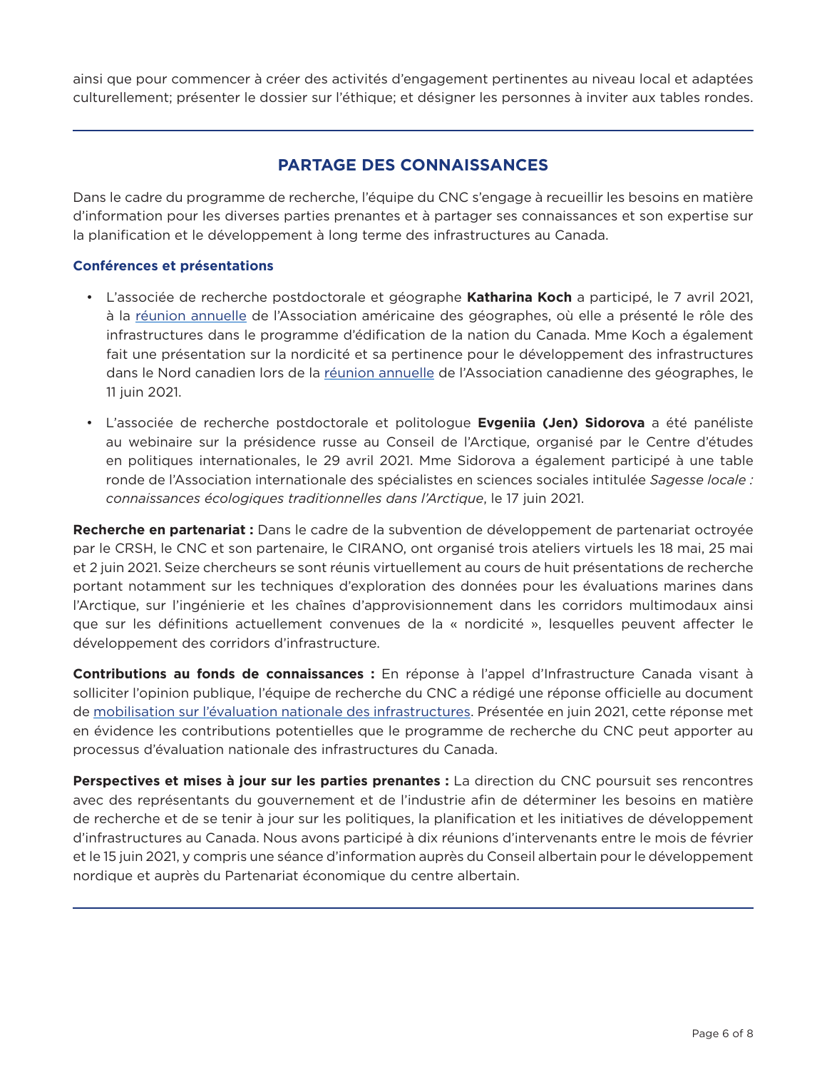ainsi que pour commencer à créer des activités d'engagement pertinentes au niveau local et adaptées culturellement; présenter le dossier sur l'éthique; et désigner les personnes à inviter aux tables rondes.

## PARTAGE DES CONNAISSANCES

Dans le cadre du programme de recherche, l'équipe du CNC s'engage à recueillir les besoins en matière d'information pour les diverses parties prenantes et à partager ses connaissances et son expertise sur la planification et le développement à long terme des infrastructures au Canada.

### Conférences et présentations

- L'associée de recherche postdoctorale et géographe **Katharina Koch** a participé, le 7 avril 2021, à la réunion annuelle de l'Association américaine des géographes, où elle a présenté le rôle des infrastructures dans le programme d'édification de la nation du Canada. Mme Koch a également fait une présentation sur la nordicité et sa pertinence pour le développement des infrastructures dans le Nord canadien lors de la réunion annuelle de l'Association canadienne des géographes, le 11 juin 2021.
- L'associée de recherche postdoctorale et politologue **Evgeniia (Jen) Sidorova** a été panéliste au webinaire sur la présidence russe au Conseil de l'Arctique, organisé par le Centre d'études en politiques internationales, le 29 avril 2021. Mme Sidorova a également participé à une table ronde de l'Association internationale des spécialistes en sciences sociales intitulée *Sagesse locale : connaissances écologiques traditionnelles dans l'Arctique*, le 17 juin 2021.

**Recherche en partenariat :** Dans le cadre de la subvention de développement de partenariat octroyée par le CRSH, le CNC et son partenaire, le CIRANO, ont organisé trois ateliers virtuels les 18 mai, 25 mai et 2 juin 2021. Seize chercheurs se sont réunis virtuellement au cours de huit présentations de recherche portant notamment sur les techniques d'exploration des données pour les évaluations marines dans l'Arctique, sur l'ingénierie et les chaînes d'approvisionnement dans les corridors multimodaux ainsi que sur les définitions actuellement convenues de la « nordicité », lesquelles peuvent affecter le développement des corridors d'infrastructure.

**Contributions au fonds de connaissances :** En réponse à l'appel d'Infrastructure Canada visant à solliciter l'opinion publique, l'équipe de recherche du CNC a rédigé une réponse officielle au document de mobilisation sur l'évaluation nationale des infrastructures. Présentée en juin 2021, cette réponse met en évidence les contributions potentielles que le programme de recherche du CNC peut apporter au processus d'évaluation nationale des infrastructures du Canada.

**Perspectives et mises à jour sur les parties prenantes :** La direction du CNC poursuit ses rencontres avec des représentants du gouvernement et de l'industrie afin de déterminer les besoins en matière de recherche et de se tenir à jour sur les politiques, la planification et les initiatives de développement d'infrastructures au Canada. Nous avons participé à dix réunions d'intervenants entre le mois de février et le 15 juin 2021, y compris une séance d'information auprès du Conseil albertain pour le développement nordique et auprès du Partenariat économique du centre albertain.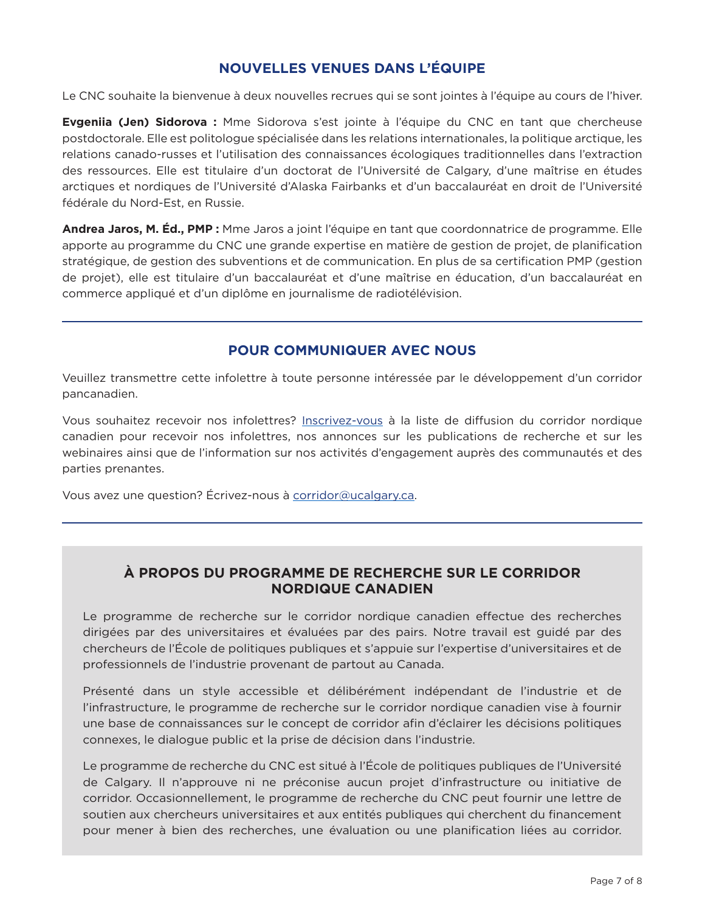## NOUVELLES VENUES DANS L'ÉQUIPE

Le CNC souhaite la bienvenue à deux nouvelles recrues qui se sont jointes à l'équipe au cours de l'hiver.

**Evgeniia (Jen) Sidorova :** Mme Sidorova s'est jointe à l'équipe du CNC en tant que chercheuse postdoctorale. Elle est politologue spécialisée dans les relations internationales, la politique arctique, les relations canado-russes et l'utilisation des connaissances écologiques traditionnelles dans l'extraction des ressources. Elle est titulaire d'un doctorat de l'Université de Calgary, d'une maîtrise en études arctiques et nordiques de l'Université d'Alaska Fairbanks et d'un baccalauréat en droit de l'Université fédérale du Nord-Est, en Russie.

**Andrea Jaros, M. Éd., PMP :** Mme Jaros a joint l'équipe en tant que coordonnatrice de programme. Elle apporte au programme du CNC une grande expertise en matière de gestion de projet, de planification stratégique, de gestion des subventions et de communication. En plus de sa certification PMP (gestion de projet), elle est titulaire d'un baccalauréat et d'une maîtrise en éducation, d'un baccalauréat en commerce appliqué et d'un diplôme en journalisme de radiotélévision.

---

## POUR COMMUNIQUER AVEC NOUS

Veuillez transmettre cette infolettre à toute personne intéressée par le développement d'un corridor pancanadien.

Vous souhaitez recevoir nos infolettres? Inscrivez-vous à la liste de diffusion du corridor nordique canadien pour recevoir nos infolettres, nos annonces sur les publications de recherche et sur les webinaires ainsi que de l'information sur nos activités d'engagement auprès des communautés et des parties prenantes.

Vous avez une question? Écrivez-nous à corridor@ucalgary.ca.

---

## À PROPOS DU PROGRAMME DE RECHERCHE SUR LE CORRIDOR NORDIQUE CANADIEN

Le programme de recherche sur le corridor nordique canadien effectue des recherches dirigées par des universitaires et évaluées par des pairs. Notre travail est guidé par des chercheurs de l'École de politiques publiques et s'appuie sur l'expertise d'universitaires et de professionnels de l'industrie provenant de partout au Canada.

Présenté dans un style accessible et délibérément indépendant de l'industrie et de l'infrastructure, le programme de recherche sur le corridor nordique canadien vise à fournir une base de connaissances sur le concept de corridor afin d'éclairer les décisions politiques connexes, le dialogue public et la prise de décision dans l'industrie.

Le programme de recherche du CNC est situé à l'École de politiques publiques de l'Université de Calgary. Il n'approuve ni ne préconise aucun projet d'infrastructure ou initiative de corridor. Occasionnellement, le programme de recherche du CNC peut fournir une lettre de soutien aux chercheurs universitaires et aux entités publiques qui cherchent du financement pour mener à bien des recherches, une évaluation ou une planification liées au corridor.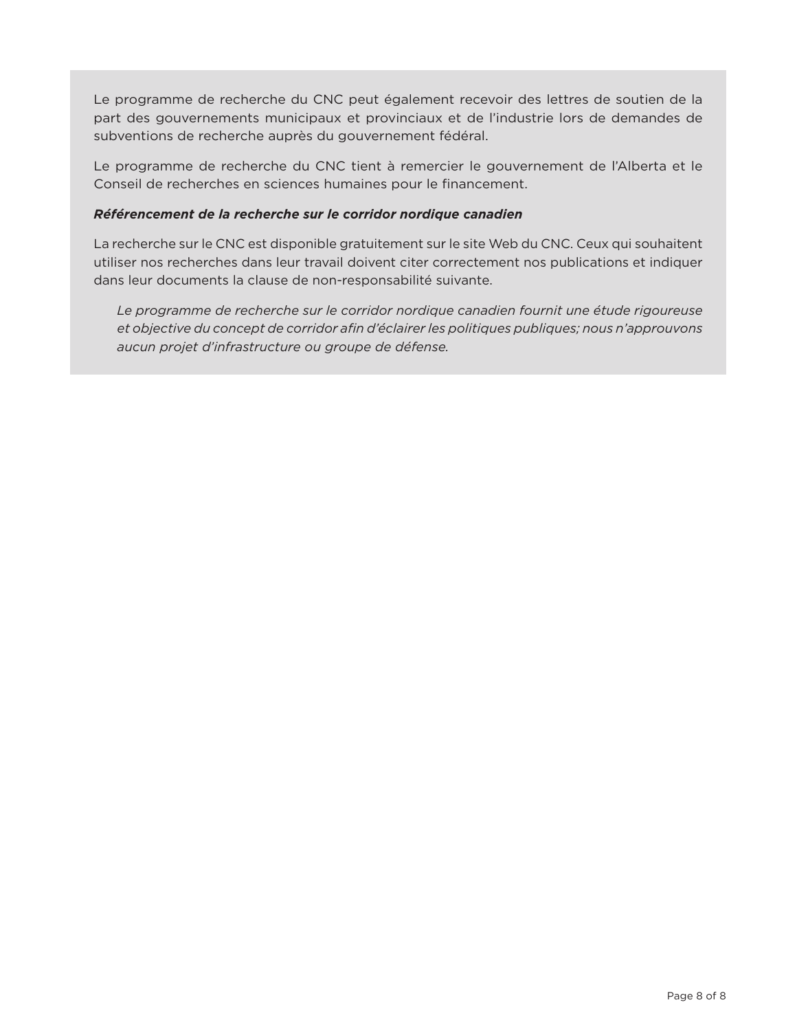Le programme de recherche du CNC peut également recevoir des lettres de soutien de la part des gouvernements municipaux et provinciaux et de l'industrie lors de demandes de subventions de recherche auprès du gouvernement fédéral.

Le programme de recherche du CNC tient à remercier le gouvernement de l'Alberta et le Conseil de recherches en sciences humaines pour le financement.

***Référencement de la recherche sur le corridor nordique canadien***

La recherche sur le CNC est disponible gratuitement sur le site Web du CNC. Ceux qui souhaitent utiliser nos recherches dans leur travail doivent citer correctement nos publications et indiquer dans leur documents la clause de non-responsabilité suivante.

> *Le programme de recherche sur le corridor nordique canadien fournit une étude rigoureuse et objective du concept de corridor afin d'éclairer les politiques publiques; nous n'approuvons aucun projet d'infrastructure ou groupe de défense.*